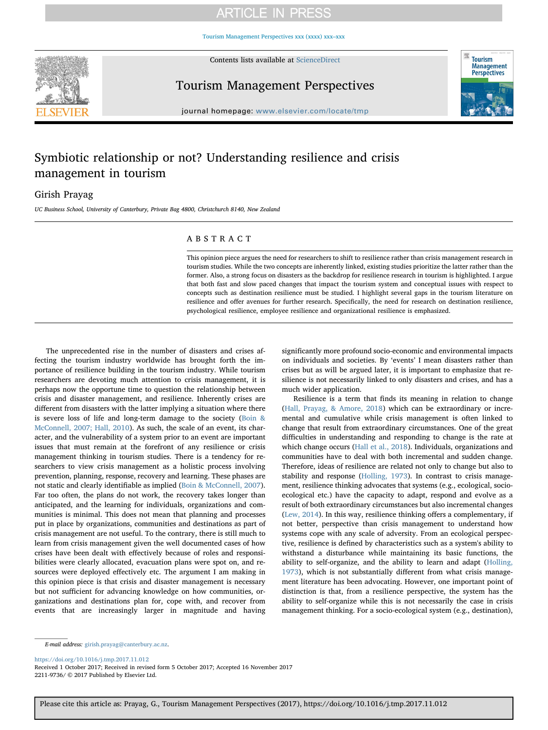# Symbiotic relationship or not? Understanding resilience and crisis management in tourism

Girish Prayag

*UC Business School, University of Canterbury, Private Bag 4800, Christchurch 8140, New Zealand*

## ABSTRACT

This opinion piece argues the need for researchers to shift to resilience rather than crisis management research in tourism studies. While the two concepts are inherently linked, existing studies prioritize the latter rather than the former. Also, a strong focus on disasters as the backdrop for resilience research in tourism is highlighted. I argue that both fast and slow paced changes that impact the tourism system and conceptual issues with respect to concepts such as destination resilience must be studied. I highlight several gaps in the tourism literature on resilience and offer avenues for further research. Specifically, the need for research on destination resilience, psychological resilience, employee resilience and organizational resilience is emphasized.

The unprecedented rise in the number of disasters and crises affecting the tourism industry worldwide has brought forth the importance of resilience building in the tourism industry. While tourism researchers are devoting much attention to crisis management, it is perhaps now the opportune time to question the relationship between crisis and disaster management, and resilience. Inherently crises are different from disasters with the latter implying a situation where there is severe loss of life and long-term damage to the society (Boin & McConnell, 2007; Hall, 2010). As such, the scale of an event, its character, and the vulnerability of a system prior to an event are important issues that must remain at the forefront of any resilience or crisis management thinking in tourism studies. There is a tendency for researchers to view crisis management as a holistic process involving prevention, planning, response, recovery and learning. These phases are not static and clearly identifiable as implied (Boin & McConnell, 2007). Far too often, the plans do not work, the recovery takes longer than anticipated, and the learning for individuals, organizations and communities is minimal. This does not mean that planning and processes put in place by organizations, communities and destinations as part of crisis management are not useful. To the contrary, there is still much to learn from crisis management given the well documented cases of how crises have been dealt with effectively because of roles and responsibilities were clearly allocated, evacuation plans were spot on, and resources were deployed effectively etc. The argument I am making in this opinion piece is that crisis and disaster management is necessary but not sufficient for advancing knowledge on how communities, organizations and destinations plan for, cope with, and recover from events that are increasingly larger in magnitude and having significantly more profound socio-economic and environmental impacts on individuals and societies. By 'events' I mean disasters rather than crises but as will be argued later, it is important to emphasize that resilience is not necessarily linked to only disasters and crises, and has a much wider application.

Resilience is a term that finds its meaning in relation to change (Hall, Prayag, & Amore, 2018) which can be extraordinary or incremental and cumulative while crisis management is often linked to change that result from extraordinary circumstances. One of the great difficulties in understanding and responding to change is the rate at which change occurs (Hall et al., 2018). Individuals, organizations and communities have to deal with both incremental and sudden change. Therefore, ideas of resilience are related not only to change but also to stability and response (Holling, 1973). In contrast to crisis management, resilience thinking advocates that systems (e.g., ecological, socio-ecological etc.) have the capacity to adapt, respond and evolve as a result of both extraordinary circumstances but also incremental changes (Lew, 2014). In this way, resilience thinking offers a complementary, if not better, perspective than crisis management to understand how systems cope with any scale of adversity. From an ecological perspective, resilience is defined by characteristics such as a system's ability to withstand a disturbance while maintaining its basic functions, the ability to self-organize, and the ability to learn and adapt (Holling, 1973), which is not substantially different from what crisis management literature has been advocating. However, one important point of distinction is that, from a resilience perspective, the system has the ability to self-organize while this is not necessarily the case in crisis management thinking. For a socio-ecological system (e.g., destination),

E-mail address: girish.prayag@canterbury.ac.nz.

https://doi.org/10.1016/j.tmp.2017.11.012

Received 1 October 2017; Received in revised form 5 October 2017; Accepted 16 November 2017

2211-9736/ © 2017 Published by Elsevier Ltd.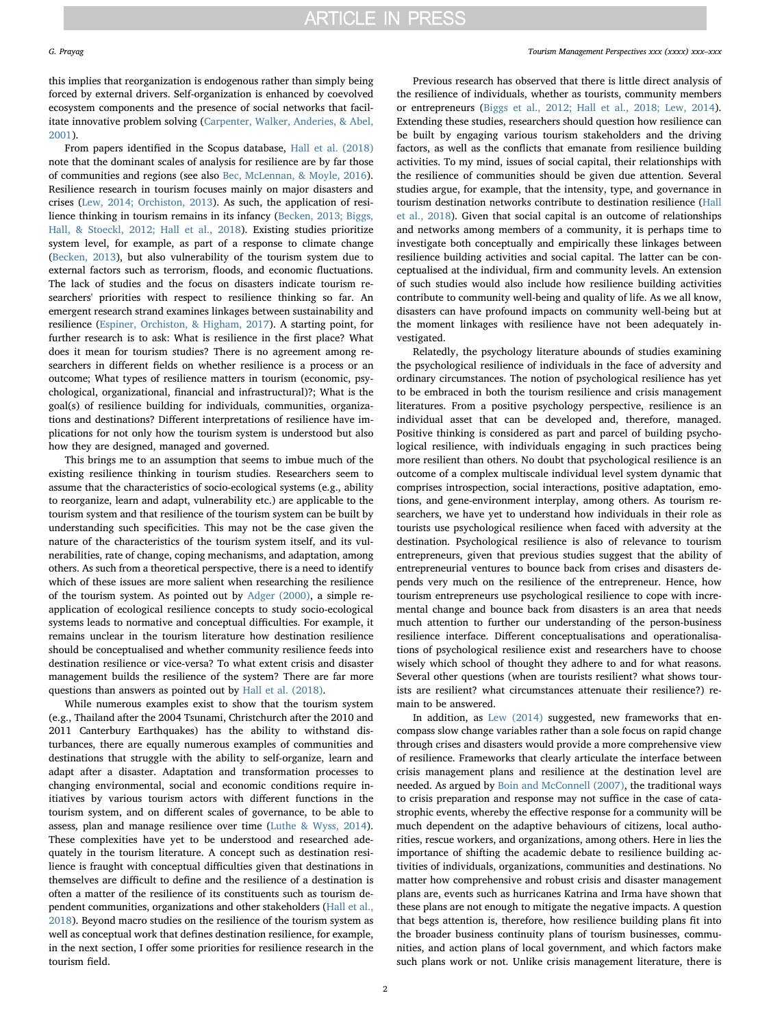this implies that reorganization is endogenous rather than simply being forced by external drivers. Self-organization is enhanced by coevolved ecosystem components and the presence of social networks that facilitate innovative problem solving (Carpenter, Walker, Anderies, & Abel, 2001).

From papers identified in the Scopus database, Hall et al. (2018) note that the dominant scales of analysis for resilience are by far those of communities and regions (see also Bec, McLennan, & Moyle, 2016). Resilience research in tourism focuses mainly on major disasters and crises (Lew, 2014; Orchiston, 2013). As such, the application of resilience thinking in tourism remains in its infancy (Becken, 2013; Biggs, Hall, & Stoeckl, 2012; Hall et al., 2018). Existing studies prioritize system level, for example, as part of a response to climate change (Becken, 2013), but also vulnerability of the tourism system due to external factors such as terrorism, floods, and economic fluctuations. The lack of studies and the focus on disasters indicate tourism researchers' priorities with respect to resilience thinking so far. An emergent research strand examines linkages between sustainability and resilience (Espiner, Orchiston, & Higham, 2017). A starting point, for further research is to ask: What is resilience in the first place? What does it mean for tourism studies? There is no agreement among researchers in different fields on whether resilience is a process or an outcome; What types of resilience matters in tourism (economic, psychological, organizational, financial and infrastructural)?; What is the goal(s) of resilience building for individuals, communities, organizations and destinations? Different interpretations of resilience have implications for not only how the tourism system is understood but also how they are designed, managed and governed.

This brings me to an assumption that seems to imbue much of the existing resilience thinking in tourism studies. Researchers seem to assume that the characteristics of socio-ecological systems (e.g., ability to reorganize, learn and adapt, vulnerability etc.) are applicable to the tourism system and that resilience of the tourism system can be built by understanding such specificities. This may not be the case given the nature of the characteristics of the tourism system itself, and its vulnerabilities, rate of change, coping mechanisms, and adaptation, among others. As such from a theoretical perspective, there is a need to identify which of these issues are more salient when researching the resilience of the tourism system. As pointed out by Adger (2000), a simple reapplication of ecological resilience concepts to study socio-ecological systems leads to normative and conceptual difficulties. For example, it remains unclear in the tourism literature how destination resilience should be conceptualised and whether community resilience feeds into destination resilience or vice-versa? To what extent crisis and disaster management builds the resilience of the system? There are far more questions than answers as pointed out by Hall et al. (2018).

While numerous examples exist to show that the tourism system (e.g., Thailand after the 2004 Tsunami, Christchurch after the 2010 and 2011 Canterbury Earthquakes) has the ability to withstand disturbances, there are equally numerous examples of communities and destinations that struggle with the ability to self-organize, learn and adapt after a disaster. Adaptation and transformation processes to changing environmental, social and economic conditions require initiatives by various tourism actors with different functions in the tourism system, and on different scales of governance, to be able to assess, plan and manage resilience over time (Luthe & Wyss, 2014). These complexities have yet to be understood and researched adequately in the tourism literature. A concept such as destination resilience is fraught with conceptual difficulties given that destinations in themselves are difficult to define and the resilience of a destination is often a matter of the resilience of its constituents such as tourism dependent communities, organizations and other stakeholders (Hall et al., 2018). Beyond macro studies on the resilience of the tourism system as well as conceptual work that defines destination resilience, for example, in the next section, I offer some priorities for resilience research in the tourism field.

Previous research has observed that there is little direct analysis of the resilience of individuals, whether as tourists, community members or entrepreneurs (Biggs et al., 2012; Hall et al., 2018; Lew, 2014). Extending these studies, researchers should question how resilience can be built by engaging various tourism stakeholders and the driving factors, as well as the conflicts that emanate from resilience building activities. To my mind, issues of social capital, their relationships with the resilience of communities should be given due attention. Several studies argue, for example, that the intensity, type, and governance in tourism destination networks contribute to destination resilience (Hall et al., 2018). Given that social capital is an outcome of relationships and networks among members of a community, it is perhaps time to investigate both conceptually and empirically these linkages between resilience building activities and social capital. The latter can be conceptualised at the individual, firm and community levels. An extension of such studies would also include how resilience building activities contribute to community well-being and quality of life. As we all know, disasters can have profound impacts on community well-being but at the moment linkages with resilience have not been adequately investigated.

Relatedly, the psychology literature abounds of studies examining the psychological resilience of individuals in the face of adversity and ordinary circumstances. The notion of psychological resilience has yet to be embraced in both the tourism resilience and crisis management literatures. From a positive psychology perspective, resilience is an individual asset that can be developed and, therefore, managed. Positive thinking is considered as part and parcel of building psychological resilience, with individuals engaging in such practices being more resilient than others. No doubt that psychological resilience is an outcome of a complex multiscale individual level system dynamic that comprises introspection, social interactions, positive adaptation, emotions, and gene-environment interplay, among others. As tourism researchers, we have yet to understand how individuals in their role as tourists use psychological resilience when faced with adversity at the destination. Psychological resilience is also of relevance to tourism entrepreneurs, given that previous studies suggest that the ability of entrepreneurial ventures to bounce back from crises and disasters depends very much on the resilience of the entrepreneur. Hence, how tourism entrepreneurs use psychological resilience to cope with incremental change and bounce back from disasters is an area that needs much attention to further our understanding of the person-business resilience interface. Different conceptualisations and operationalisations of psychological resilience exist and researchers have to choose wisely which school of thought they adhere to and for what reasons. Several other questions (when are tourists resilient? what shows tourists are resilient? what circumstances attenuate their resilience?) remain to be answered.

In addition, as Lew (2014) suggested, new frameworks that encompass slow change variables rather than a sole focus on rapid change through crises and disasters would provide a more comprehensive view of resilience. Frameworks that clearly articulate the interface between crisis management plans and resilience at the destination level are needed. As argued by Boin and McConnell (2007), the traditional ways to crisis preparation and response may not suffice in the case of catastrophic events, whereby the effective response for a community will be much dependent on the adaptive behaviours of citizens, local authorities, rescue workers, and organizations, among others. Here in lies the importance of shifting the academic debate to resilience building activities of individuals, organizations, communities and destinations. No matter how comprehensive and robust crisis and disaster management plans are, events such as hurricanes Katrina and Irma have shown that these plans are not enough to mitigate the negative impacts. A question that begs attention is, therefore, how resilience building plans fit into the broader business continuity plans of tourism businesses, communities, and action plans of local government, and which factors make such plans work or not. Unlike crisis management literature, there is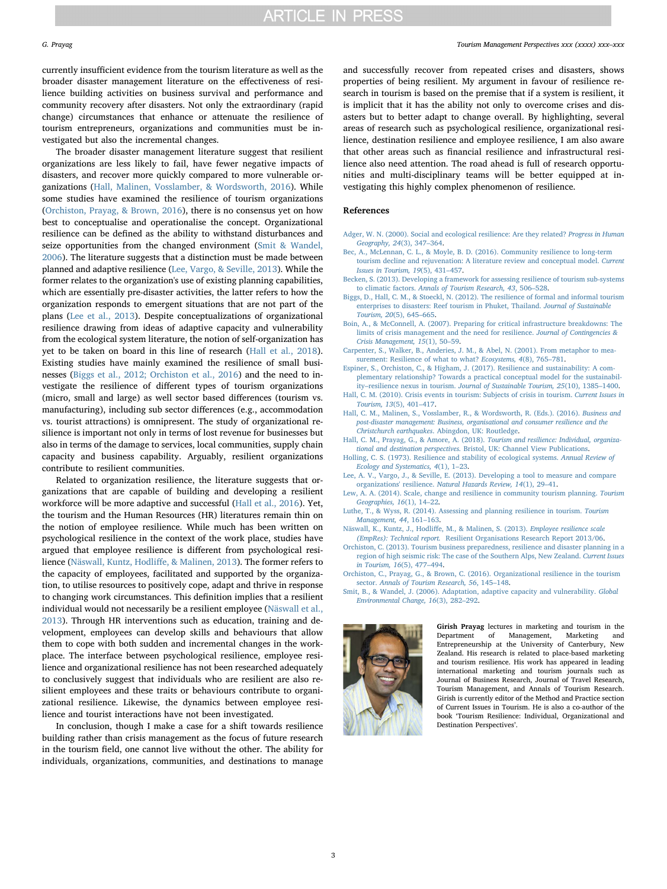currently insufficient evidence from the tourism literature as well as the broader disaster management literature on the effectiveness of resilience building activities on business survival and performance and community recovery after disasters. Not only the extraordinary (rapid change) circumstances that enhance or attenuate the resilience of tourism entrepreneurs, organizations and communities must be investigated but also the incremental changes.

The broader disaster management literature suggest that resilient organizations are less likely to fail, have fewer negative impacts of disasters, and recover more quickly compared to more vulnerable organizations (Hall, Malinen, Vosslamber, & Wordsworth, 2016). While some studies have examined the resilience of tourism organizations (Orchiston, Prayag, & Brown, 2016), there is no consensus yet on how best to conceptualise and operationalise the concept. Organizational resilience can be defined as the ability to withstand disturbances and seize opportunities from the changed environment (Smit & Wandel, 2006). The literature suggests that a distinction must be made between planned and adaptive resilience (Lee, Vargo, & Seville, 2013). While the former relates to the organization's use of existing planning capabilities, which are essentially pre-disaster activities, the latter refers to how the organization responds to emergent situations that are not part of the plans (Lee et al., 2013). Despite conceptualizations of organizational resilience drawing from ideas of adaptive capacity and vulnerability from the ecological system literature, the notion of self-organization has yet to be taken on board in this line of research (Hall et al., 2018). Existing studies have mainly examined the resilience of small businesses (Biggs et al., 2012; Orchiston et al., 2016) and the need to investigate the resilience of different types of tourism organizations (micro, small and large) as well sector based differences (tourism vs. manufacturing), including sub sector differences (e.g., accommodation vs. tourist attractions) is omnipresent. The study of organizational resilience is important not only in terms of lost revenue for businesses but also in terms of the damage to services, local communities, supply chain capacity and business capability. Arguably, resilient organizations contribute to resilient communities.

Related to organization resilience, the literature suggests that organizations that are capable of building and developing a resilient workforce will be more adaptive and successful (Hall et al., 2016). Yet, the tourism and the Human Resources (HR) literatures remain thin on the notion of employee resilience. While much has been written on psychological resilience in the context of the work place, studies have argued that employee resilience is different from psychological resilience (Näswall, Kuntz, Hodliffe, & Malinen, 2013). The former refers to the capacity of employees, facilitated and supported by the organization, to utilise resources to positively cope, adapt and thrive in response to changing work circumstances. This definition implies that a resilient individual would not necessarily be a resilient employee (Näswall et al., 2013). Through HR interventions such as education, training and development, employees can develop skills and behaviours that allow them to cope with both sudden and incremental changes in the workplace. The interface between psychological resilience, employee resilience and organizational resilience has not been researched adequately to conclusively suggest that individuals who are resilient are also resilient employees and these traits or behaviours contribute to organizational resilience. Likewise, the dynamics between employee resilience and tourist interactions have not been investigated.

In conclusion, though I make a case for a shift towards resilience building rather than crisis management as the focus of future research in the tourism field, one cannot live without the other. The ability for individuals, organizations, communities, and destinations to manage and successfully recover from repeated crises and disasters, shows properties of being resilient. My argument in favour of resilience research in tourism is based on the premise that if a system is resilient, it is implicit that it has the ability not only to overcome crises and disasters but to better adapt to change overall. By highlighting, several areas of research such as psychological resilience, organizational resilience, destination resilience and employee resilience, I am also aware that other areas such as financial resilience and infrastructural resilience also need attention. The road ahead is full of research opportunities and multi-disciplinary teams will be better equipped at investigating this highly complex phenomenon of resilience.

## References

Adger, W. N. (2000). Social and ecological resilience: Are they related? *Progress in Human Geography, 24*(3), 347–364.

Bec, A., McLennan, C. L., & Moyle, B. D. (2016). Community resilience to long-term tourism decline and rejuvenation: A literature review and conceptual model. *Current Issues in Tourism, 19*(5), 431–457.

Becken, S. (2013). Developing a framework for assessing resilience of tourism sub-systems to climatic factors. *Annals of Tourism Research, 43*, 506–528.

Biggs, D., Hall, C. M., & Stoeckl, N. (2012). The resilience of formal and informal tourism enterprises to disasters: Reef tourism in Phuket, Thailand. *Journal of Sustainable Tourism, 20*(5), 645–665.

Boin, A., & McConnell, A. (2007). Preparing for critical infrastructure breakdowns: The limits of crisis management and the need for resilience. *Journal of Contingencies & Crisis Management, 15*(1), 50–59.

Carpenter, S., Walker, B., Anderies, J. M., & Abel, N. (2001). From metaphor to measurement: Resilience of what to what? *Ecosystems, 4*(8), 765–781.

Espiner, S., Orchiston, C., & Higham, J. (2017). Resilience and sustainability: A complementary relationship? Towards a practical conceptual model for the sustainability–resilience nexus in tourism. *Journal of Sustainable Tourism, 25*(10), 1385–1400.

Hall, C. M. (2010). Crisis events in tourism: Subjects of crisis in tourism. *Current Issues in Tourism, 13*(5), 401–417.

Hall, C. M., Malinen, S., Vosslamber, R., & Wordsworth, R. (Eds.). (2016). *Business and post-disaster management: Business, organisational and consumer resilience and the Christchurch earthquakes*. Abingdon, UK: Routledge.

Hall, C. M., Prayag, G., & Amore, A. (2018). *Tourism and resilience: Individual, organizational and destination perspectives*. Bristol, UK: Channel View Publications.

Holling, C. S. (1973). Resilience and stability of ecological systems. *Annual Review of Ecology and Systematics, 4*(1), 1–23.

Lee, A. V., Vargo, J., & Seville, E. (2013). Developing a tool to measure and compare organizations' resilience. *Natural Hazards Review, 14*(1), 29–41.

Lew, A. A. (2014). Scale, change and resilience in community tourism planning. *Tourism Geographies, 16*(1), 14–22.

Luthe, T., & Wyss, R. (2014). Assessing and planning resilience in tourism. *Tourism Management, 44*, 161–163.

Näswall, K., Kuntz, J., Hodliffe, M., & Malinen, S. (2013). *Employee resilience scale (EmpRes): Technical report.* Resilient Organisations Research Report 2013/06.

Orchiston, C. (2013). Tourism business preparedness, resilience and disaster planning in a region of high seismic risk: The case of the Southern Alps, New Zealand. *Current Issues in Tourism, 16*(5), 477–494.

Orchiston, C., Prayag, G., & Brown, C. (2016). Organizational resilience in the tourism sector. *Annals of Tourism Research, 56*, 145–148.

Smit, B., & Wandel, J. (2006). Adaptation, adaptive capacity and vulnerability. *Global Environmental Change, 16*(3), 282–292.

**Girish Prayag** lectures in marketing and tourism in the Department of Management, Marketing and Entrepreneurship at the University of Canterbury, New Zealand. His research is related to place-based marketing and tourism resilience. His work has appeared in leading international marketing and tourism journals such as Journal of Business Research, Journal of Travel Research, Tourism Management, and Annals of Tourism Research. Girish is currently editor of the Method and Practice section of Current Issues in Tourism. He is also a co-author of the book 'Tourism Resilience: Individual, Organizational and Destination Perspectives'.